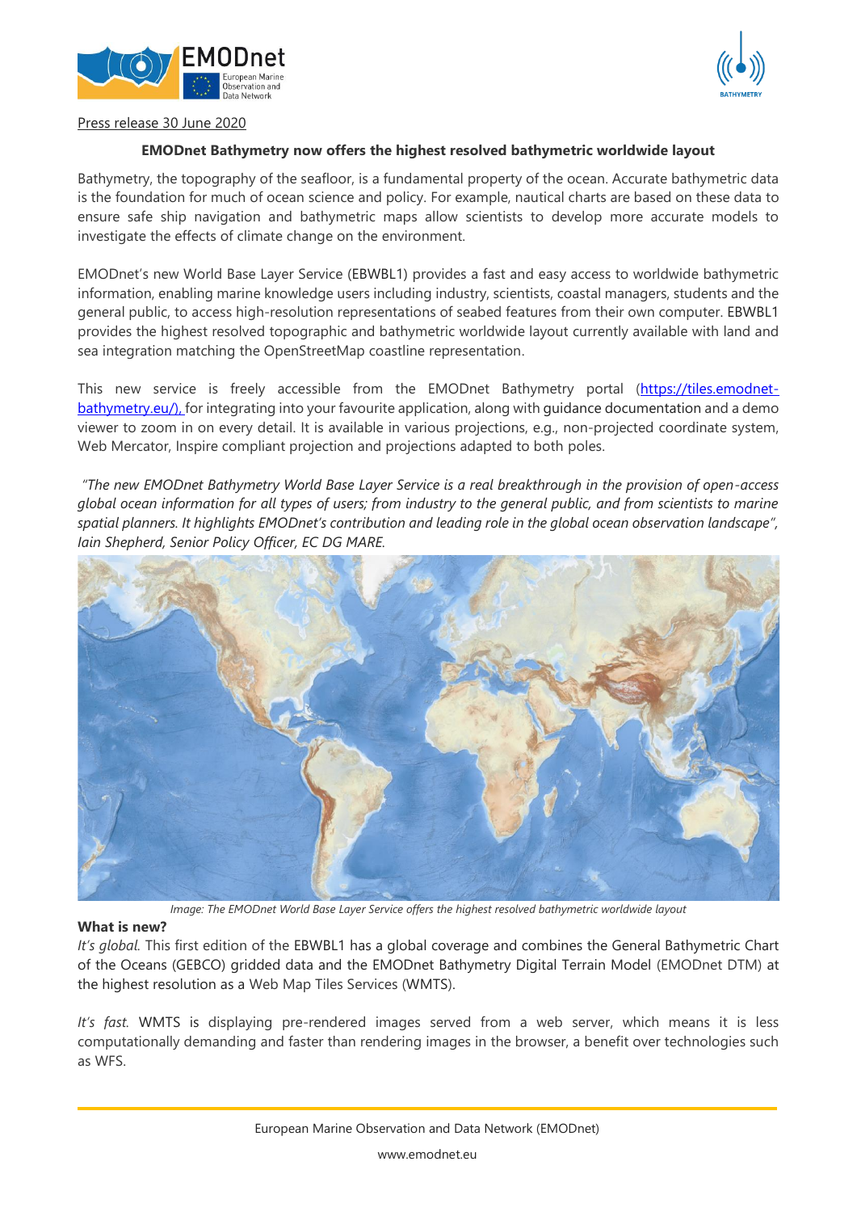Press release 30 June 2020

## EMODnet Bathymetry now offers the highest resolved bathymetric worldwide layout

Bathymetry, the topography of the seafloor, is a fundamental property of the ocean. Accurate bathymetric data is the foundation for much of ocean science and policy. For example, nautical charts are based on these data to ensure safe ship navigation and bathymetric maps allow scientists to develop more accurate models to investigate the effects of climate change on the environment.

EMODnet's new World Base Layer Service (EBWBL1) provides a fast and easy access to worldwide bathymetric information, enabling marine knowledge users including industry, scientists, coastal managers, students and the general public, to access high-resolution representations of seabed features from their own computer. EBWBL1 provides the highest resolved topographic and bathymetric worldwide layout currently available with land and sea integration matching the OpenStreetMap coastline representation.

This new service is freely accessible from the EMODnet Bathymetry portal (https://tiles.emodnet-bathymetry.eu/), for integrating into your favourite application, along with guidance documentation and a demo viewer to zoom in on every detail. It is available in various projections, e.g., non-projected coordinate system, Web Mercator, Inspire compliant projection and projections adapted to both poles.

*"The new EMODnet Bathymetry World Base Layer Service is a real breakthrough in the provision of open-access global ocean information for all types of users; from industry to the general public, and from scientists to marine spatial planners. It highlights EMODnet's contribution and leading role in the global ocean observation landscape", Iain Shepherd, Senior Policy Officer, EC DG MARE.*

*Image: The EMODnet World Base Layer Service offers the highest resolved bathymetric worldwide layout*

**What is new?**

*It's global.* This first edition of the EBWBL1 has a global coverage and combines the General Bathymetric Chart of the Oceans (GEBCO) gridded data and the EMODnet Bathymetry Digital Terrain Model (EMODnet DTM) at the highest resolution as a Web Map Tiles Services (WMTS).

*It's fast.* WMTS is displaying pre-rendered images served from a web server, which means it is less computationally demanding and faster than rendering images in the browser, a benefit over technologies such as WFS.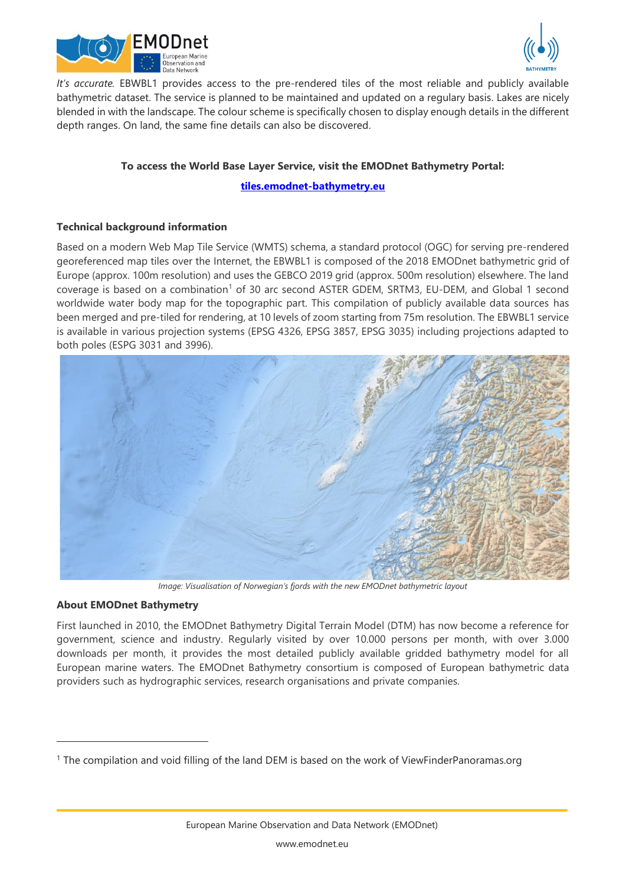*It's accurate.* EBWBL1 provides access to the pre-rendered tiles of the most reliable and publicly available bathymetric dataset. The service is planned to be maintained and updated on a regulary basis. Lakes are nicely blended in with the landscape. The colour scheme is specifically chosen to display enough details in the different depth ranges. On land, the same fine details can also be discovered.

**To access the World Base Layer Service, visit the EMODnet Bathymetry Portal:**

**[tiles.emodnet-bathymetry.eu](tiles.emodnet-bathymetry.eu)**

**Technical background information**

Based on a modern Web Map Tile Service (WMTS) schema, a standard protocol (OGC) for serving pre-rendered georeferenced map tiles over the Internet, the EBWBL1 is composed of the 2018 EMODnet bathymetric grid of Europe (approx. 100m resolution) and uses the GEBCO 2019 grid (approx. 500m resolution) elsewhere. The land coverage is based on a combination[1] of 30 arc second ASTER GDEM, SRTM3, EU-DEM, and Global 1 second worldwide water body map for the topographic part. This compilation of publicly available data sources has been merged and pre-tiled for rendering, at 10 levels of zoom starting from 75m resolution. The EBWBL1 service is available in various projection systems (EPSG 4326, EPSG 3857, EPSG 3035) including projections adapted to both poles (ESPG 3031 and 3996).

*Image: Visualisation of Norwegian's fjords with the new EMODnet bathymetric layout*

**About EMODnet Bathymetry**

First launched in 2010, the EMODnet Bathymetry Digital Terrain Model (DTM) has now become a reference for government, science and industry. Regularly visited by over 10.000 persons per month, with over 3.000 downloads per month, it provides the most detailed publicly available gridded bathymetry model for all European marine waters. The EMODnet Bathymetry consortium is composed of European bathymetric data providers such as hydrographic services, research organisations and private companies.

[1] The compilation and void filling of the land DEM is based on the work of ViewFinderPanoramas.org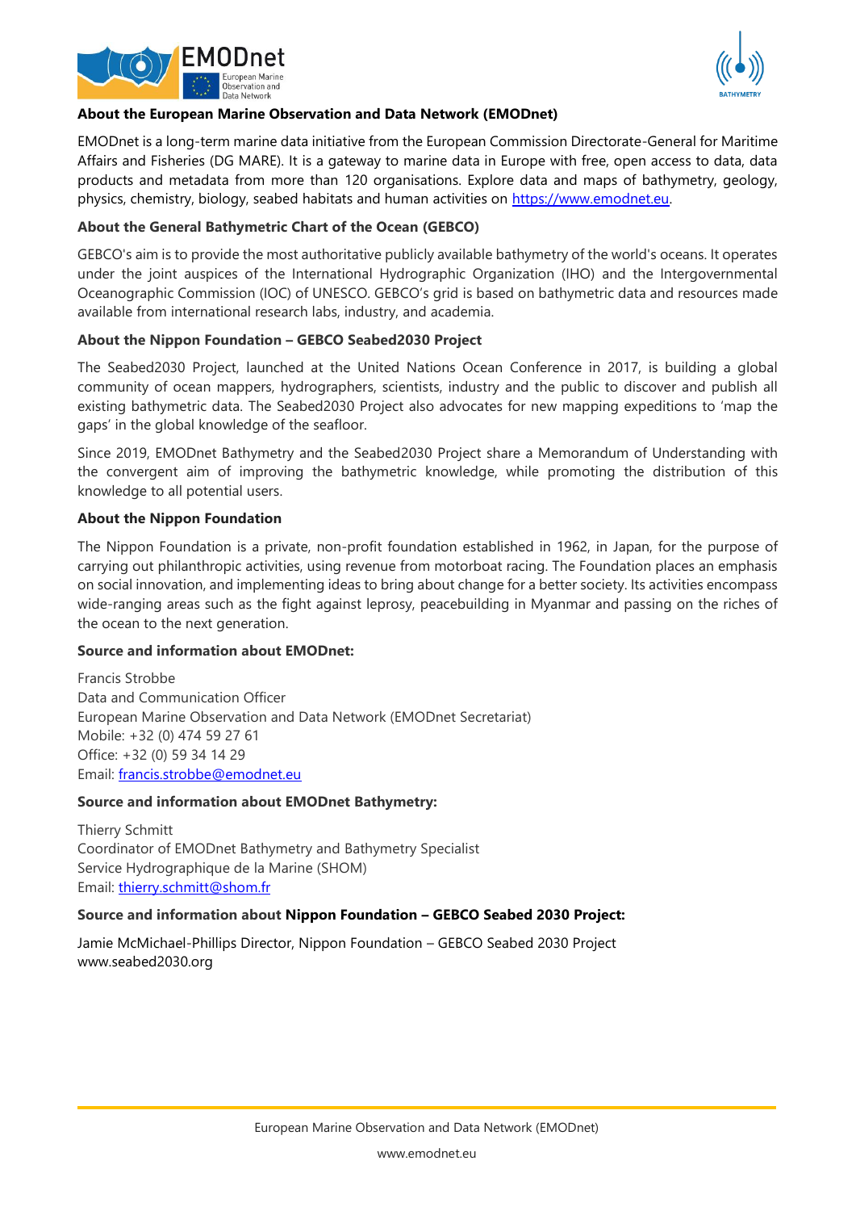**About the European Marine Observation and Data Network (EMODnet)**

EMODnet is a long-term marine data initiative from the European Commission Directorate-General for Maritime Affairs and Fisheries (DG MARE). It is a gateway to marine data in Europe with free, open access to data, data products and metadata from more than 120 organisations. Explore data and maps of bathymetry, geology, physics, chemistry, biology, seabed habitats and human activities on https://www.emodnet.eu.

**About the General Bathymetric Chart of the Ocean (GEBCO)**

GEBCO's aim is to provide the most authoritative publicly available bathymetry of the world's oceans. It operates under the joint auspices of the International Hydrographic Organization (IHO) and the Intergovernmental Oceanographic Commission (IOC) of UNESCO. GEBCO's grid is based on bathymetric data and resources made available from international research labs, industry, and academia.

**About the Nippon Foundation – GEBCO Seabed2030 Project**

The Seabed2030 Project, launched at the United Nations Ocean Conference in 2017, is building a global community of ocean mappers, hydrographers, scientists, industry and the public to discover and publish all existing bathymetric data. The Seabed2030 Project also advocates for new mapping expeditions to 'map the gaps' in the global knowledge of the seafloor.

Since 2019, EMODnet Bathymetry and the Seabed2030 Project share a Memorandum of Understanding with the convergent aim of improving the bathymetric knowledge, while promoting the distribution of this knowledge to all potential users.

**About the Nippon Foundation**

The Nippon Foundation is a private, non-profit foundation established in 1962, in Japan, for the purpose of carrying out philanthropic activities, using revenue from motorboat racing. The Foundation places an emphasis on social innovation, and implementing ideas to bring about change for a better society. Its activities encompass wide-ranging areas such as the fight against leprosy, peacebuilding in Myanmar and passing on the riches of the ocean to the next generation.

**Source and information about EMODnet:**

Francis Strobbe
Data and Communication Officer
European Marine Observation and Data Network (EMODnet Secretariat)
Mobile: +32 (0) 474 59 27 61
Office: +32 (0) 59 34 14 29
Email: francis.strobbe@emodnet.eu

**Source and information about EMODnet Bathymetry:**

Thierry Schmitt
Coordinator of EMODnet Bathymetry and Bathymetry Specialist
Service Hydrographique de la Marine (SHOM)
Email: thierry.schmitt@shom.fr

**Source and information about Nippon Foundation – GEBCO Seabed 2030 Project:**

Jamie McMichael-Phillips Director, Nippon Foundation – GEBCO Seabed 2030 Project
www.seabed2030.org